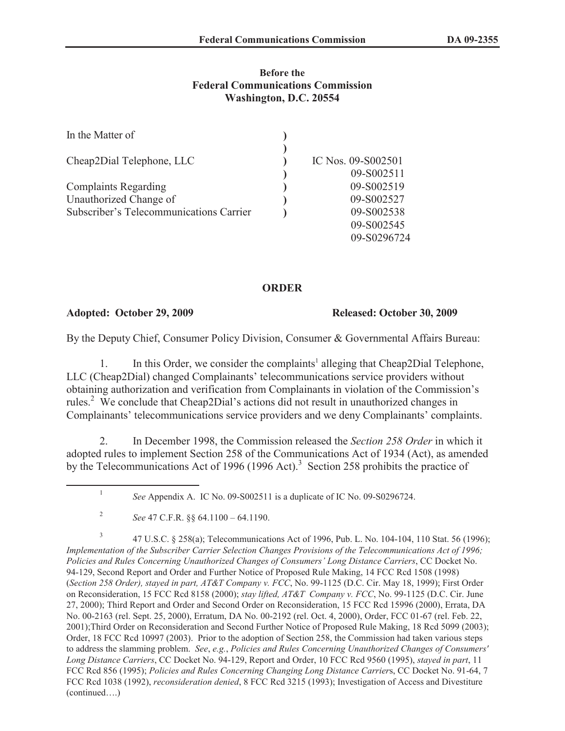**Before the**
**Federal Communications Commission**
**Washington, D.C. 20554**

| | | |
|---|---|---|
| In the Matter of | ) | |
| | ) | |
| Cheap2Dial Telephone, LLC | ) | IC Nos. 09-S002501 |
| | ) | 09-S002511 |
| Complaints Regarding | ) | 09-S002519 |
| Unauthorized Change of | ) | 09-S002527 |
| Subscriber's Telecommunications Carrier | ) | 09-S002538 |
| | | 09-S002545 |
| | | 09-S0296724 |

## ORDER

**Adopted: October 29, 2009** **Released: October 30, 2009**

By the Deputy Chief, Consumer Policy Division, Consumer & Governmental Affairs Bureau:

1. In this Order, we consider the complaints[1] alleging that Cheap2Dial Telephone, LLC (Cheap2Dial) changed Complainants' telecommunications service providers without obtaining authorization and verification from Complainants in violation of the Commission's rules.[2] We conclude that Cheap2Dial's actions did not result in unauthorized changes in Complainants' telecommunications service providers and we deny Complainants' complaints.

2. In December 1998, the Commission released the *Section 258 Order* in which it adopted rules to implement Section 258 of the Communications Act of 1934 (Act), as amended by the Telecommunications Act of 1996 (1996 Act).[3] Section 258 prohibits the practice of

---

[1] *See* Appendix A. IC No. 09-S002511 is a duplicate of IC No. 09-S0296724.

[2] *See* 47 C.F.R. §§ 64.1100 – 64.1190.

[3] 47 U.S.C. § 258(a); Telecommunications Act of 1996, Pub. L. No. 104-104, 110 Stat. 56 (1996); *Implementation of the Subscriber Carrier Selection Changes Provisions of the Telecommunications Act of 1996; Policies and Rules Concerning Unauthorized Changes of Consumers' Long Distance Carriers*, CC Docket No. 94-129, Second Report and Order and Further Notice of Proposed Rule Making, 14 FCC Rcd 1508 (1998) (*Section 258 Order), stayed in part, AT&T Company v. FCC*, No. 99-1125 (D.C. Cir. May 18, 1999); First Order on Reconsideration, 15 FCC Rcd 8158 (2000); *stay lifted, AT&T Company v. FCC*, No. 99-1125 (D.C. Cir. June 27, 2000); Third Report and Order and Second Order on Reconsideration, 15 FCC Rcd 15996 (2000), Errata, DA No. 00-2163 (rel. Sept. 25, 2000), Erratum, DA No. 00-2192 (rel. Oct. 4, 2000), Order, FCC 01-67 (rel. Feb. 22, 2001);Third Order on Reconsideration and Second Further Notice of Proposed Rule Making, 18 Rcd 5099 (2003); Order, 18 FCC Rcd 10997 (2003). Prior to the adoption of Section 258, the Commission had taken various steps to address the slamming problem. *See*, *e.g.*, *Policies and Rules Concerning Unauthorized Changes of Consumers' Long Distance Carriers*, CC Docket No. 94-129, Report and Order, 10 FCC Rcd 9560 (1995), *stayed in part*, 11 FCC Rcd 856 (1995); *Policies and Rules Concerning Changing Long Distance Carrier*s, CC Docket No. 91-64, 7 FCC Rcd 1038 (1992), *reconsideration denied*, 8 FCC Rcd 3215 (1993); Investigation of Access and Divestiture (continued….)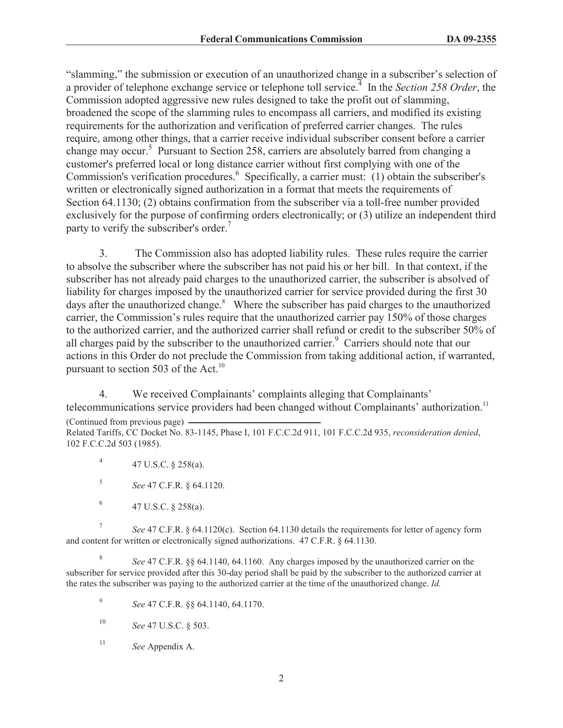"slamming," the submission or execution of an unauthorized change in a subscriber's selection of a provider of telephone exchange service or telephone toll service.[4] In the *Section 258 Order*, the Commission adopted aggressive new rules designed to take the profit out of slamming, broadened the scope of the slamming rules to encompass all carriers, and modified its existing requirements for the authorization and verification of preferred carrier changes. The rules require, among other things, that a carrier receive individual subscriber consent before a carrier change may occur.[5] Pursuant to Section 258, carriers are absolutely barred from changing a customer's preferred local or long distance carrier without first complying with one of the Commission's verification procedures.[6] Specifically, a carrier must: (1) obtain the subscriber's written or electronically signed authorization in a format that meets the requirements of Section 64.1130; (2) obtains confirmation from the subscriber via a toll-free number provided exclusively for the purpose of confirming orders electronically; or (3) utilize an independent third party to verify the subscriber's order.[7]

3. The Commission also has adopted liability rules. These rules require the carrier to absolve the subscriber where the subscriber has not paid his or her bill. In that context, if the subscriber has not already paid charges to the unauthorized carrier, the subscriber is absolved of liability for charges imposed by the unauthorized carrier for service provided during the first 30 days after the unauthorized change.[8] Where the subscriber has paid charges to the unauthorized carrier, the Commission's rules require that the unauthorized carrier pay 150% of those charges to the authorized carrier, and the authorized carrier shall refund or credit to the subscriber 50% of all charges paid by the subscriber to the unauthorized carrier.[9] Carriers should note that our actions in this Order do not preclude the Commission from taking additional action, if warranted, pursuant to section 503 of the Act.[10]

4. We received Complainants' complaints alleging that Complainants' telecommunications service providers had been changed without Complainants' authorization.[11]

(Continued from previous page)
Related Tariffs, CC Docket No. 83-1145, Phase I, 101 F.C.C.2d 911, 101 F.C.C.2d 935, *reconsideration denied*, 102 F.C.C.2d 503 (1985).

[4] 47 U.S.C. § 258(a).

[5] *See* 47 C.F.R. § 64.1120.

[6] 47 U.S.C. § 258(a).

[7] *See* 47 C.F.R. § 64.1120(c). Section 64.1130 details the requirements for letter of agency form and content for written or electronically signed authorizations. 47 C.F.R. § 64.1130.

[8] *See* 47 C.F.R. §§ 64.1140, 64.1160. Any charges imposed by the unauthorized carrier on the subscriber for service provided after this 30-day period shall be paid by the subscriber to the authorized carrier at the rates the subscriber was paying to the authorized carrier at the time of the unauthorized change. *Id.*

[9] *See* 47 C.F.R. §§ 64.1140, 64.1170.

[10] *See* 47 U.S.C. § 503.

[11] *See* Appendix A.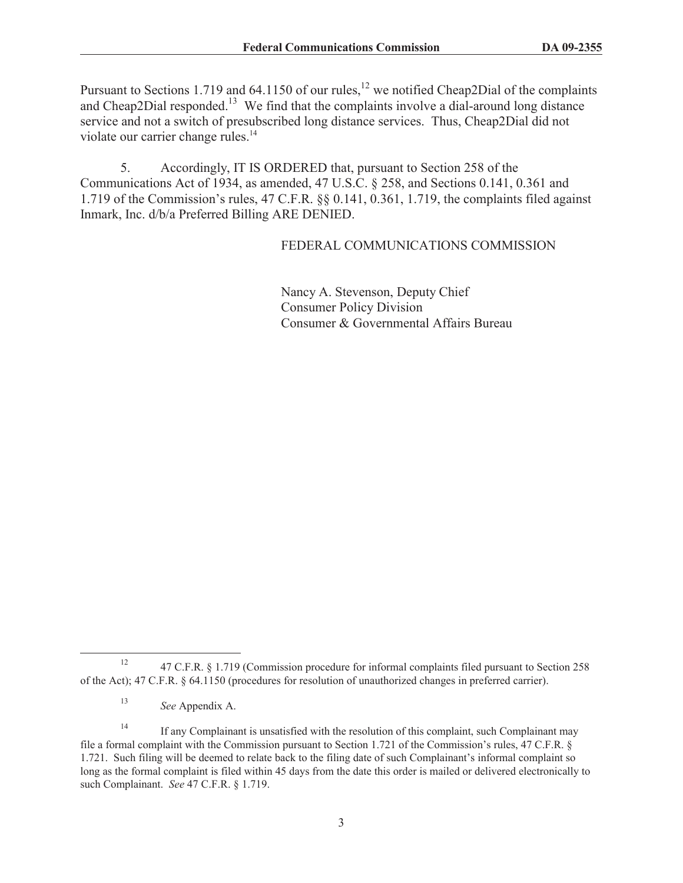Pursuant to Sections 1.719 and 64.1150 of our rules,[12] we notified Cheap2Dial of the complaints and Cheap2Dial responded.[13] We find that the complaints involve a dial-around long distance service and not a switch of presubscribed long distance services. Thus, Cheap2Dial did not violate our carrier change rules.[14]

5. Accordingly, IT IS ORDERED that, pursuant to Section 258 of the Communications Act of 1934, as amended, 47 U.S.C. § 258, and Sections 0.141, 0.361 and 1.719 of the Commission's rules, 47 C.F.R. §§ 0.141, 0.361, 1.719, the complaints filed against Inmark, Inc. d/b/a Preferred Billing ARE DENIED.

FEDERAL COMMUNICATIONS COMMISSION

Nancy A. Stevenson, Deputy Chief
Consumer Policy Division
Consumer & Governmental Affairs Bureau

---

[12] 47 C.F.R. § 1.719 (Commission procedure for informal complaints filed pursuant to Section 258 of the Act); 47 C.F.R. § 64.1150 (procedures for resolution of unauthorized changes in preferred carrier).

[13] *See* Appendix A.

[14] If any Complainant is unsatisfied with the resolution of this complaint, such Complainant may file a formal complaint with the Commission pursuant to Section 1.721 of the Commission's rules, 47 C.F.R. § 1.721. Such filing will be deemed to relate back to the filing date of such Complainant's informal complaint so long as the formal complaint is filed within 45 days from the date this order is mailed or delivered electronically to such Complainant. *See* 47 C.F.R. § 1.719.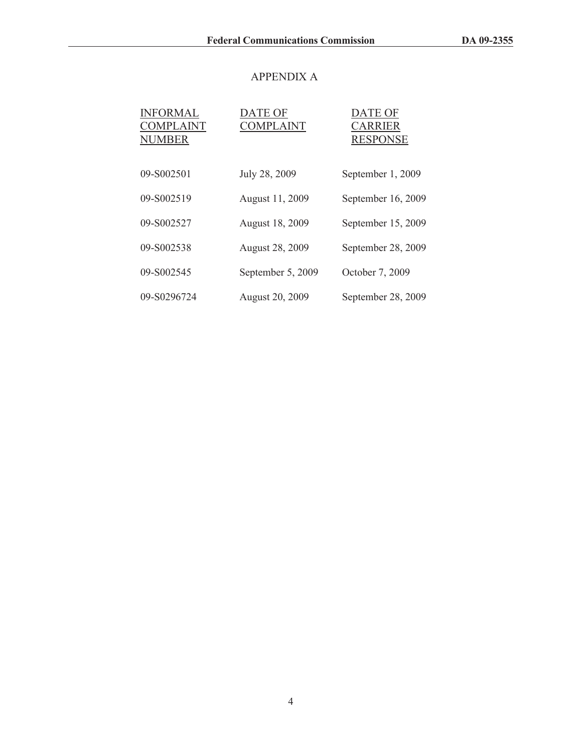## APPENDIX A

| INFORMAL COMPLAINT NUMBER | DATE OF COMPLAINT | DATE OF CARRIER RESPONSE |
|---|---|---|
| 09-S002501 | July 28, 2009 | September 1, 2009 |
| 09-S002519 | August 11, 2009 | September 16, 2009 |
| 09-S002527 | August 18, 2009 | September 15, 2009 |
| 09-S002538 | August 28, 2009 | September 28, 2009 |
| 09-S002545 | September 5, 2009 | October 7, 2009 |
| 09-S0296724 | August 20, 2009 | September 28, 2009 |